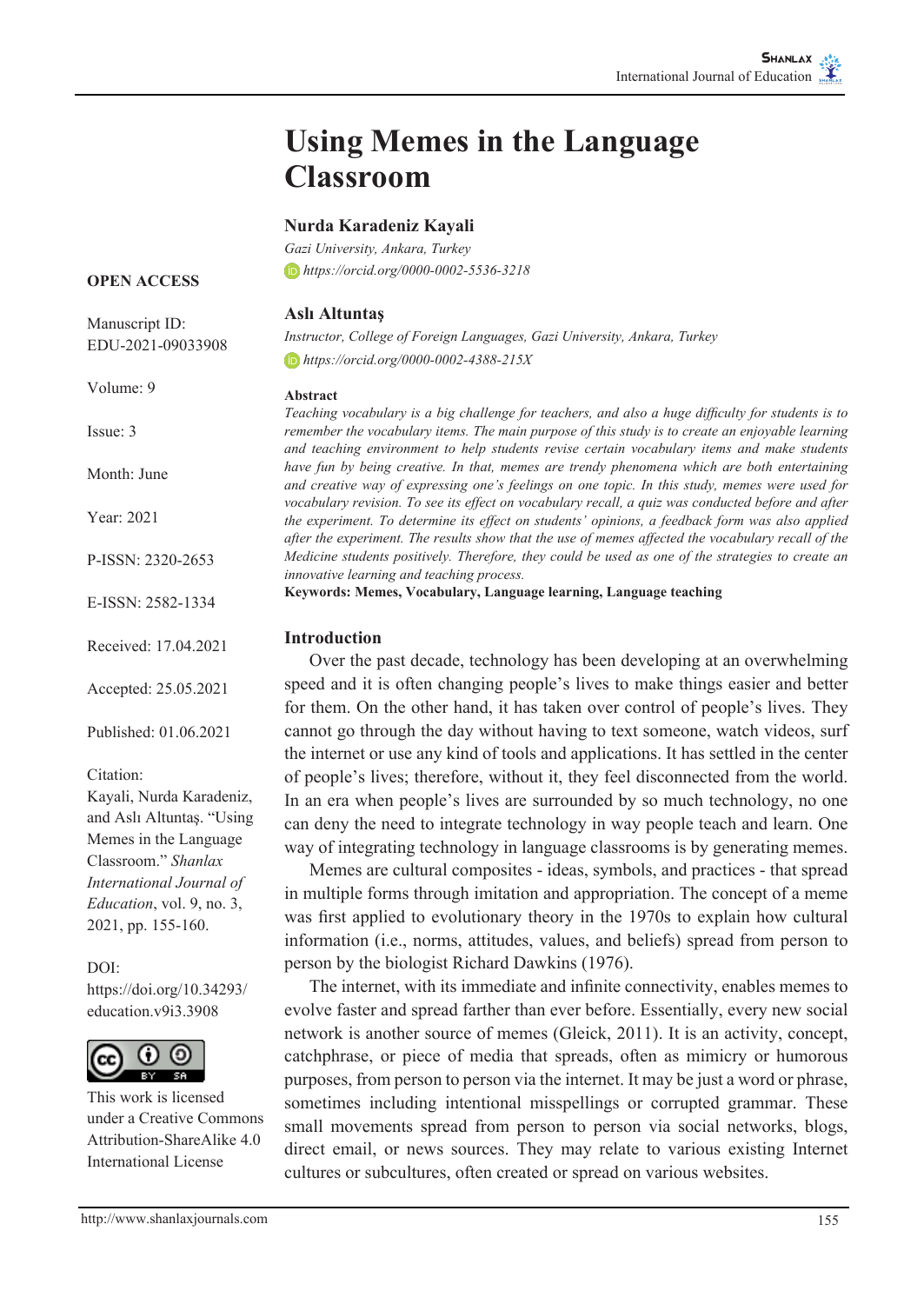# Using Memes in the Language Classroom

**Nurda Karadeniz Kayali**

*Gazi University, Ankara, Turkey*

*https://orcid.org/0000-0002-5536-3218*

**Aslı Altuntaş**

*Instructor, College of Foreign Languages, Gazi University, Ankara, Turkey*

*https://orcid.org/0000-0002-4388-215X*

**OPEN ACCESS**

Manuscript ID: EDU-2021-09033908

Volume: 9

Issue: 3

Month: June

Year: 2021

P-ISSN: 2320-2653

E-ISSN: 2582-1334

Received: 17.04.2021

Accepted: 25.05.2021

Published: 01.06.2021

Citation:
Kayali, Nurda Karadeniz, and Aslı Altuntaş. "Using Memes in the Language Classroom." *Shanlax International Journal of Education*, vol. 9, no. 3, 2021, pp. 155-160.

DOI:
https://doi.org/10.34293/education.v9i3.3908

This work is licensed under a Creative Commons Attribution-ShareAlike 4.0 International License

**Abstract**

*Teaching vocabulary is a big challenge for teachers, and also a huge difficulty for students is to remember the vocabulary items. The main purpose of this study is to create an enjoyable learning and teaching environment to help students revise certain vocabulary items and make students have fun by being creative. In that, memes are trendy phenomena which are both entertaining and creative way of expressing one's feelings on one topic. In this study, memes were used for vocabulary revision. To see its effect on vocabulary recall, a quiz was conducted before and after the experiment. To determine its effect on students' opinions, a feedback form was also applied after the experiment. The results show that the use of memes affected the vocabulary recall of the Medicine students positively. Therefore, they could be used as one of the strategies to create an innovative learning and teaching process.*

**Keywords: Memes, Vocabulary, Language learning, Language teaching**

## Introduction

Over the past decade, technology has been developing at an overwhelming speed and it is often changing people's lives to make things easier and better for them. On the other hand, it has taken over control of people's lives. They cannot go through the day without having to text someone, watch videos, surf the internet or use any kind of tools and applications. It has settled in the center of people's lives; therefore, without it, they feel disconnected from the world. In an era when people's lives are surrounded by so much technology, no one can deny the need to integrate technology in way people teach and learn. One way of integrating technology in language classrooms is by generating memes.

Memes are cultural composites - ideas, symbols, and practices - that spread in multiple forms through imitation and appropriation. The concept of a meme was first applied to evolutionary theory in the 1970s to explain how cultural information (i.e., norms, attitudes, values, and beliefs) spread from person to person by the biologist Richard Dawkins (1976).

The internet, with its immediate and infinite connectivity, enables memes to evolve faster and spread farther than ever before. Essentially, every new social network is another source of memes (Gleick, 2011). It is an activity, concept, catchphrase, or piece of media that spreads, often as mimicry or humorous purposes, from person to person via the internet. It may be just a word or phrase, sometimes including intentional misspellings or corrupted grammar. These small movements spread from person to person via social networks, blogs, direct email, or news sources. They may relate to various existing Internet cultures or subcultures, often created or spread on various websites.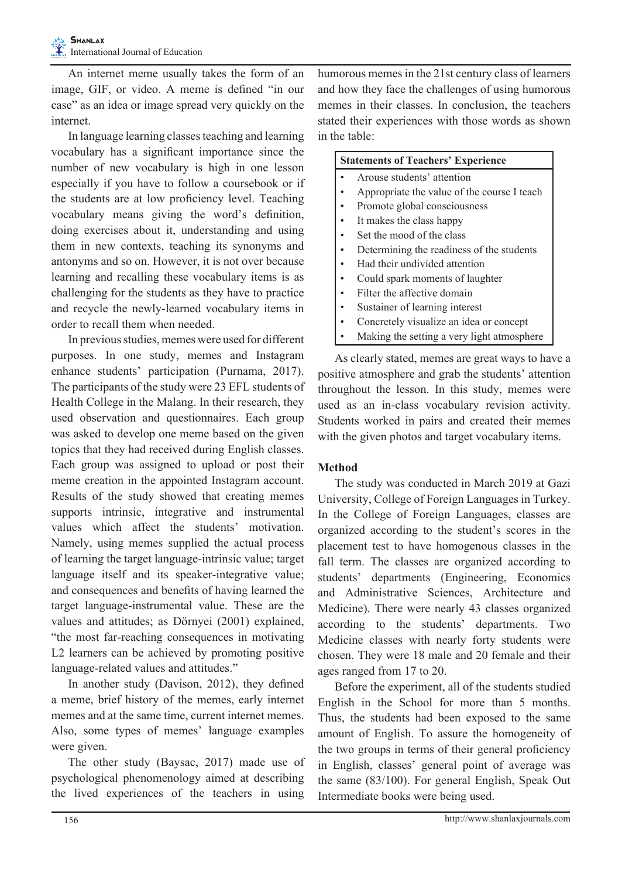An internet meme usually takes the form of an image, GIF, or video. A meme is defined "in our case" as an idea or image spread very quickly on the internet.

In language learning classes teaching and learning vocabulary has a significant importance since the number of new vocabulary is high in one lesson especially if you have to follow a coursebook or if the students are at low proficiency level. Teaching vocabulary means giving the word's definition, doing exercises about it, understanding and using them in new contexts, teaching its synonyms and antonyms and so on. However, it is not over because learning and recalling these vocabulary items is as challenging for the students as they have to practice and recycle the newly-learned vocabulary items in order to recall them when needed.

In previous studies, memes were used for different purposes. In one study, memes and Instagram enhance students' participation (Purnama, 2017). The participants of the study were 23 EFL students of Health College in the Malang. In their research, they used observation and questionnaires. Each group was asked to develop one meme based on the given topics that they had received during English classes. Each group was assigned to upload or post their meme creation in the appointed Instagram account. Results of the study showed that creating memes supports intrinsic, integrative and instrumental values which affect the students' motivation. Namely, using memes supplied the actual process of learning the target language-intrinsic value; target language itself and its speaker-integrative value; and consequences and benefits of having learned the target language-instrumental value. These are the values and attitudes; as Dörnyei (2001) explained, "the most far-reaching consequences in motivating L2 learners can be achieved by promoting positive language-related values and attitudes."

In another study (Davison, 2012), they defined a meme, brief history of the memes, early internet memes and at the same time, current internet memes. Also, some types of memes' language examples were given.

The other study (Baysac, 2017) made use of psychological phenomenology aimed at describing the lived experiences of the teachers in using humorous memes in the 21st century class of learners and how they face the challenges of using humorous memes in their classes. In conclusion, the teachers stated their experiences with those words as shown in the table:

| **Statements of Teachers' Experience** |
|---|
| • Arouse students' attention |
| • Appropriate the value of the course I teach |
| • Promote global consciousness |
| • It makes the class happy |
| • Set the mood of the class |
| • Determining the readiness of the students |
| • Had their undivided attention |
| • Could spark moments of laughter |
| • Filter the affective domain |
| • Sustainer of learning interest |
| • Concretely visualize an idea or concept |
| • Making the setting a very light atmosphere |

As clearly stated, memes are great ways to have a positive atmosphere and grab the students' attention throughout the lesson. In this study, memes were used as an in-class vocabulary revision activity. Students worked in pairs and created their memes with the given photos and target vocabulary items.

## Method

The study was conducted in March 2019 at Gazi University, College of Foreign Languages in Turkey. In the College of Foreign Languages, classes are organized according to the student's scores in the placement test to have homogenous classes in the fall term. The classes are organized according to students' departments (Engineering, Economics and Administrative Sciences, Architecture and Medicine). There were nearly 43 classes organized according to the students' departments. Two Medicine classes with nearly forty students were chosen. They were 18 male and 20 female and their ages ranged from 17 to 20.

Before the experiment, all of the students studied English in the School for more than 5 months. Thus, the students had been exposed to the same amount of English. To assure the homogeneity of the two groups in terms of their general proficiency in English, classes' general point of average was the same (83/100). For general English, Speak Out Intermediate books were being used.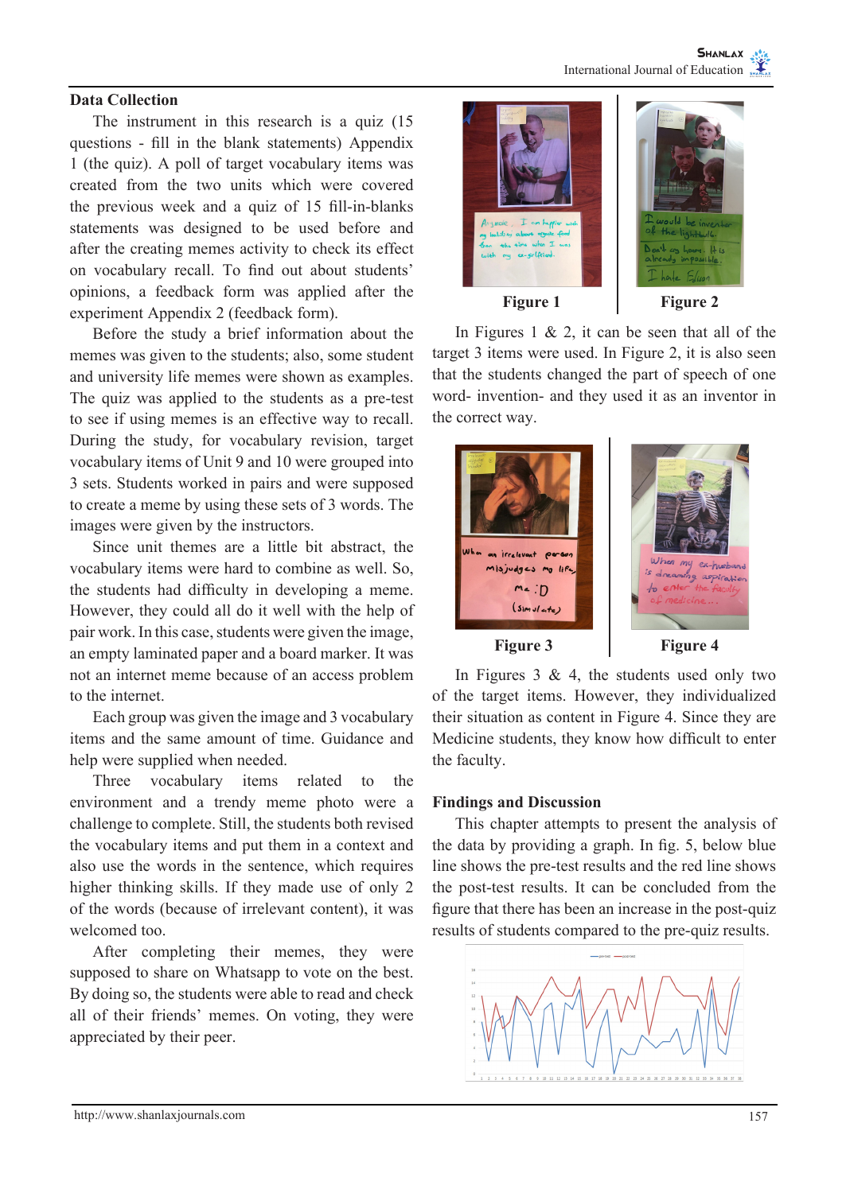### Data Collection

The instrument in this research is a quiz (15 questions - fill in the blank statements) Appendix 1 (the quiz). A poll of target vocabulary items was created from the two units which were covered the previous week and a quiz of 15 fill-in-blanks statements was designed to be used before and after the creating memes activity to check its effect on vocabulary recall. To find out about students' opinions, a feedback form was applied after the experiment Appendix 2 (feedback form).

Before the study a brief information about the memes was given to the students; also, some student and university life memes were shown as examples. The quiz was applied to the students as a pre-test to see if using memes is an effective way to recall. During the study, for vocabulary revision, target vocabulary items of Unit 9 and 10 were grouped into 3 sets. Students worked in pairs and were supposed to create a meme by using these sets of 3 words. The images were given by the instructors.

Since unit themes are a little bit abstract, the vocabulary items were hard to combine as well. So, the students had difficulty in developing a meme. However, they could all do it well with the help of pair work. In this case, students were given the image, an empty laminated paper and a board marker. It was not an internet meme because of an access problem to the internet.

Each group was given the image and 3 vocabulary items and the same amount of time. Guidance and help were supplied when needed.

Three vocabulary items related to the environment and a trendy meme photo were a challenge to complete. Still, the students both revised the vocabulary items and put them in a context and also use the words in the sentence, which requires higher thinking skills. If they made use of only 2 of the words (because of irrelevant content), it was welcomed too.

After completing their memes, they were supposed to share on Whatsapp to vote on the best. By doing so, the students were able to read and check all of their friends' memes. On voting, they were appreciated by their peer.

Figure 1

Figure 2

In Figures 1 & 2, it can be seen that all of the target 3 items were used. In Figure 2, it is also seen that the students changed the part of speech of one word- invention- and they used it as an inventor in the correct way.

Figure 3

Figure 4

In Figures 3 & 4, the students used only two of the target items. However, they individualized their situation as content in Figure 4. Since they are Medicine students, they know how difficult to enter the faculty.

### Findings and Discussion

This chapter attempts to present the analysis of the data by providing a graph. In fig. 5, below blue line shows the pre-test results and the red line shows the post-test results. It can be concluded from the figure that there has been an increase in the post-quiz results of students compared to the pre-quiz results.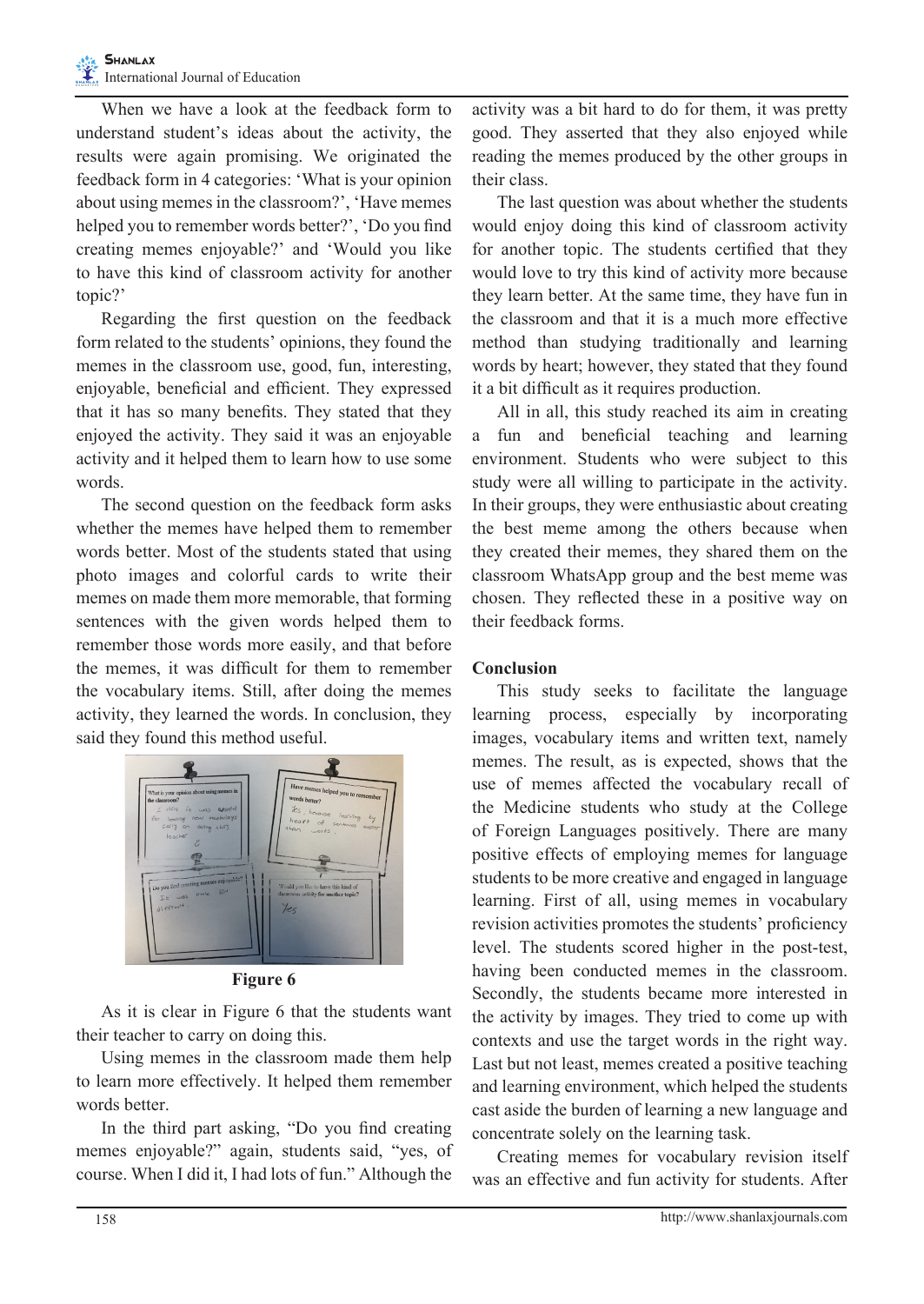When we have a look at the feedback form to understand student's ideas about the activity, the results were again promising. We originated the feedback form in 4 categories: 'What is your opinion about using memes in the classroom?', 'Have memes helped you to remember words better?', 'Do you find creating memes enjoyable?' and 'Would you like to have this kind of classroom activity for another topic?'

Regarding the first question on the feedback form related to the students' opinions, they found the memes in the classroom use, good, fun, interesting, enjoyable, beneficial and efficient. They expressed that it has so many benefits. They stated that they enjoyed the activity. They said it was an enjoyable activity and it helped them to learn how to use some words.

The second question on the feedback form asks whether the memes have helped them to remember words better. Most of the students stated that using photo images and colorful cards to write their memes on made them more memorable, that forming sentences with the given words helped them to remember those words more easily, and that before the memes, it was difficult for them to remember the vocabulary items. Still, after doing the memes activity, they learned the words. In conclusion, they said they found this method useful.

**Figure 6**

As it is clear in Figure 6 that the students want their teacher to carry on doing this.

Using memes in the classroom made them help to learn more effectively. It helped them remember words better.

In the third part asking, "Do you find creating memes enjoyable?" again, students said, "yes, of course. When I did it, I had lots of fun." Although the activity was a bit hard to do for them, it was pretty good. They asserted that they also enjoyed while reading the memes produced by the other groups in their class.

The last question was about whether the students would enjoy doing this kind of classroom activity for another topic. The students certified that they would love to try this kind of activity more because they learn better. At the same time, they have fun in the classroom and that it is a much more effective method than studying traditionally and learning words by heart; however, they stated that they found it a bit difficult as it requires production.

All in all, this study reached its aim in creating a fun and beneficial teaching and learning environment. Students who were subject to this study were all willing to participate in the activity. In their groups, they were enthusiastic about creating the best meme among the others because when they created their memes, they shared them on the classroom WhatsApp group and the best meme was chosen. They reflected these in a positive way on their feedback forms.

## Conclusion

This study seeks to facilitate the language learning process, especially by incorporating images, vocabulary items and written text, namely memes. The result, as is expected, shows that the use of memes affected the vocabulary recall of the Medicine students who study at the College of Foreign Languages positively. There are many positive effects of employing memes for language students to be more creative and engaged in language learning. First of all, using memes in vocabulary revision activities promotes the students' proficiency level. The students scored higher in the post-test, having been conducted memes in the classroom. Secondly, the students became more interested in the activity by images. They tried to come up with contexts and use the target words in the right way. Last but not least, memes created a positive teaching and learning environment, which helped the students cast aside the burden of learning a new language and concentrate solely on the learning task.

Creating memes for vocabulary revision itself was an effective and fun activity for students. After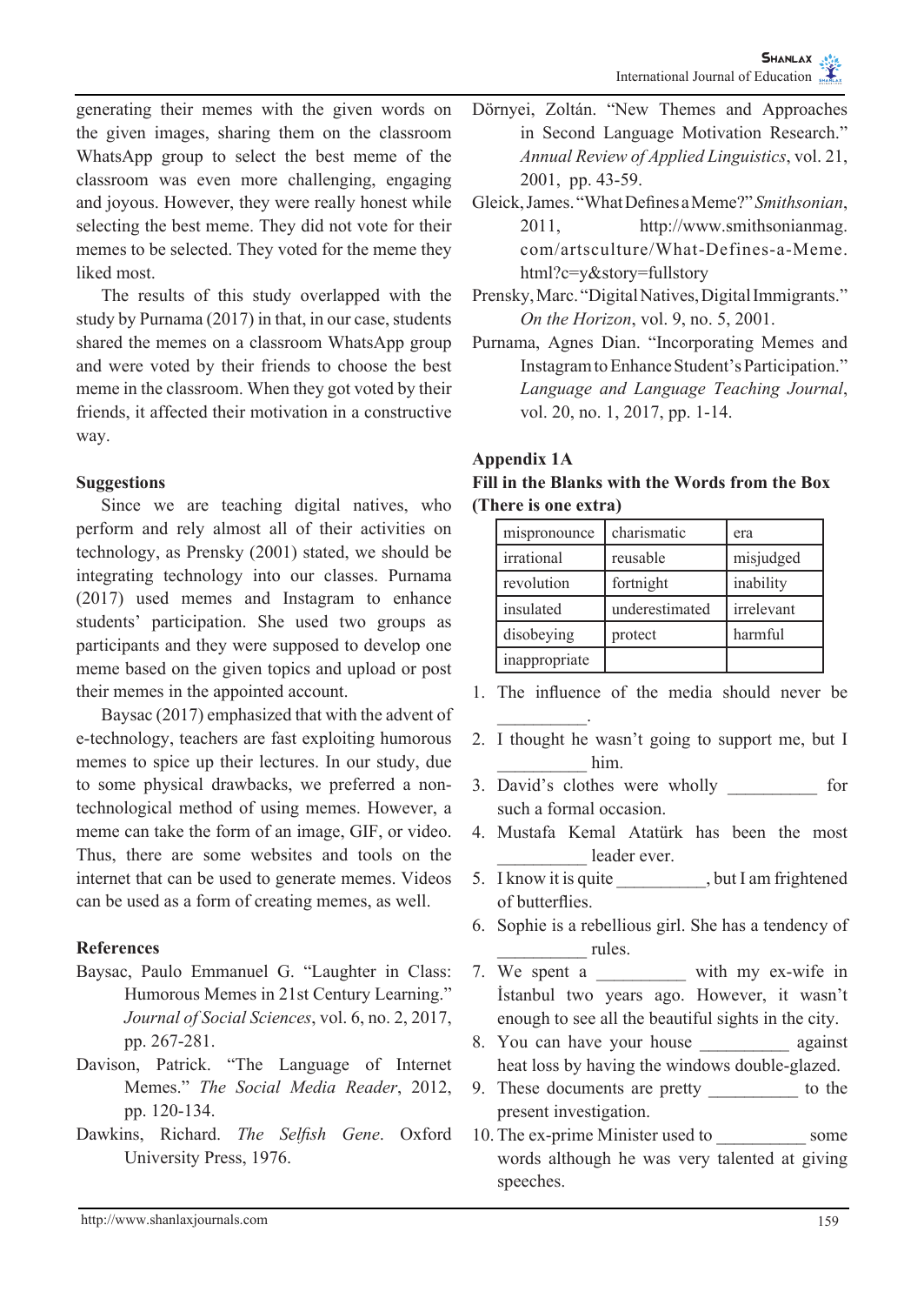generating their memes with the given words on the given images, sharing them on the classroom WhatsApp group to select the best meme of the classroom was even more challenging, engaging and joyous. However, they were really honest while selecting the best meme. They did not vote for their memes to be selected. They voted for the meme they liked most.

The results of this study overlapped with the study by Purnama (2017) in that, in our case, students shared the memes on a classroom WhatsApp group and were voted by their friends to choose the best meme in the classroom. When they got voted by their friends, it affected their motivation in a constructive way.

## Suggestions

Since we are teaching digital natives, who perform and rely almost all of their activities on technology, as Prensky (2001) stated, we should be integrating technology into our classes. Purnama (2017) used memes and Instagram to enhance students' participation. She used two groups as participants and they were supposed to develop one meme based on the given topics and upload or post their memes in the appointed account.

Baysac (2017) emphasized that with the advent of e-technology, teachers are fast exploiting humorous memes to spice up their lectures. In our study, due to some physical drawbacks, we preferred a non-technological method of using memes. However, a meme can take the form of an image, GIF, or video. Thus, there are some websites and tools on the internet that can be used to generate memes. Videos can be used as a form of creating memes, as well.

## References

Baysac, Paulo Emmanuel G. "Laughter in Class: Humorous Memes in 21st Century Learning." *Journal of Social Sciences*, vol. 6, no. 2, 2017, pp. 267-281.

Davison, Patrick. "The Language of Internet Memes." *The Social Media Reader*, 2012, pp. 120-134.

Dawkins, Richard. *The Selfish Gene*. Oxford University Press, 1976.

Dörnyei, Zoltán. "New Themes and Approaches in Second Language Motivation Research." *Annual Review of Applied Linguistics*, vol. 21, 2001, pp. 43-59.

Gleick, James. "What Defines a Meme?" *Smithsonian*, 2011, http://www.smithsonianmag.com/artsculture/What-Defines-a-Meme.html?c=y&story=fullstory

Prensky, Marc. "Digital Natives, Digital Immigrants." *On the Horizon*, vol. 9, no. 5, 2001.

Purnama, Agnes Dian. "Incorporating Memes and Instagram to Enhance Student's Participation." *Language and Language Teaching Journal*, vol. 20, no. 1, 2017, pp. 1-14.

## Appendix 1A

**Fill in the Blanks with the Words from the Box (There is one extra)**

| | | |
|---|---|---|
| mispronounce | charismatic | era |
| irrational | reusable | misjudged |
| revolution | fortnight | inability |
| insulated | underestimated | irrelevant |
| disobeying | protect | harmful |
| inappropriate | | |

1. The influence of the media should never be __________.
2. I thought he wasn't going to support me, but I __________ him.
3. David's clothes were wholly __________ for such a formal occasion.
4. Mustafa Kemal Atatürk has been the most __________ leader ever.
5. I know it is quite __________, but I am frightened of butterflies.
6. Sophie is a rebellious girl. She has a tendency of __________ rules.
7. We spent a __________ with my ex-wife in İstanbul two years ago. However, it wasn't enough to see all the beautiful sights in the city.
8. You can have your house __________ against heat loss by having the windows double-glazed.
9. These documents are pretty __________ to the present investigation.
10. The ex-prime Minister used to __________ some words although he was very talented at giving speeches.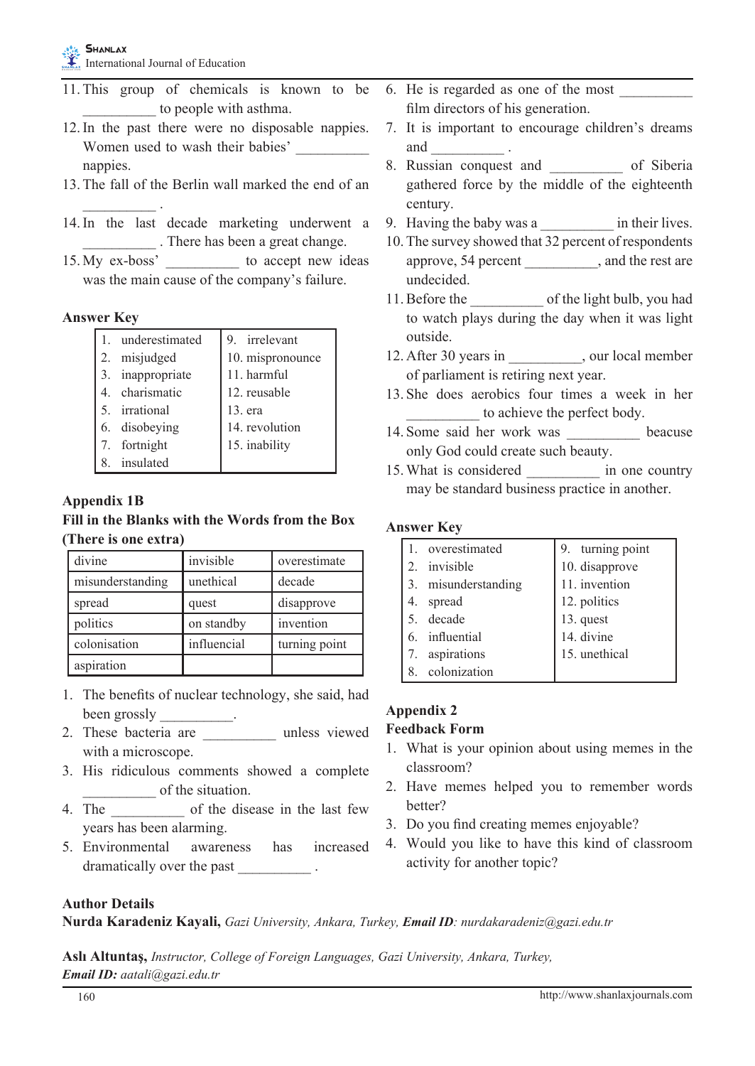11. This group of chemicals is known to be __________ to people with asthma.
12. In the past there were no disposable nappies. Women used to wash their babies' __________ nappies.
13. The fall of the Berlin wall marked the end of an __________ .
14. In the last decade marketing underwent a __________ . There has been a great change.
15. My ex-boss' __________ to accept new ideas was the main cause of the company's failure.

**Answer Key**

| | |
|---|---|
| 1. underestimated | 9. irrelevant |
| 2. misjudged | 10. mispronounce |
| 3. inappropriate | 11. harmful |
| 4. charismatic | 12. reusable |
| 5. irrational | 13. era |
| 6. disobeying | 14. revolution |
| 7. fortnight | 15. inability |
| 8. insulated | |

**Appendix 1B**

**Fill in the Blanks with the Words from the Box (There is one extra)**

| | | |
|---|---|---|
| divine | invisible | overestimate |
| misunderstanding | unethical | decade |
| spread | quest | disapprove |
| politics | on standby | invention |
| colonisation | influencial | turning point |
| aspiration | | |

1. The benefits of nuclear technology, she said, had been grossly __________.
2. These bacteria are __________ unless viewed with a microscope.
3. His ridiculous comments showed a complete __________ of the situation.
4. The __________ of the disease in the last few years has been alarming.
5. Environmental awareness has increased dramatically over the past __________ .
6. He is regarded as one of the most __________ film directors of his generation.
7. It is important to encourage children's dreams and __________ .
8. Russian conquest and __________ of Siberia gathered force by the middle of the eighteenth century.
9. Having the baby was a __________ in their lives.
10. The survey showed that 32 percent of respondents approve, 54 percent __________, and the rest are undecided.
11. Before the __________ of the light bulb, you had to watch plays during the day when it was light outside.
12. After 30 years in __________, our local member of parliament is retiring next year.
13. She does aerobics four times a week in her __________ to achieve the perfect body.
14. Some said her work was __________ beacuse only God could create such beauty.
15. What is considered __________ in one country may be standard business practice in another.

**Answer Key**

| | |
|---|---|
| 1. overestimated | 9. turning point |
| 2. invisible | 10. disapprove |
| 3. misunderstanding | 11. invention |
| 4. spread | 12. politics |
| 5. decade | 13. quest |
| 6. influential | 14. divine |
| 7. aspirations | 15. unethical |
| 8. colonization | |

**Appendix 2**

**Feedback Form**

1. What is your opinion about using memes in the classroom?
2. Have memes helped you to remember words better?
3. Do you find creating memes enjoyable?
4. Would you like to have this kind of classroom activity for another topic?

**Author Details**

**Nurda Karadeniz Kayali,** *Gazi University, Ankara, Turkey,* ***Email ID****: nurdakaradeniz@gazi.edu.tr*

**Aslı Altuntaş,** *Instructor, College of Foreign Languages, Gazi University, Ankara, Turkey,* ***Email ID:*** *aatali@gazi.edu.tr*